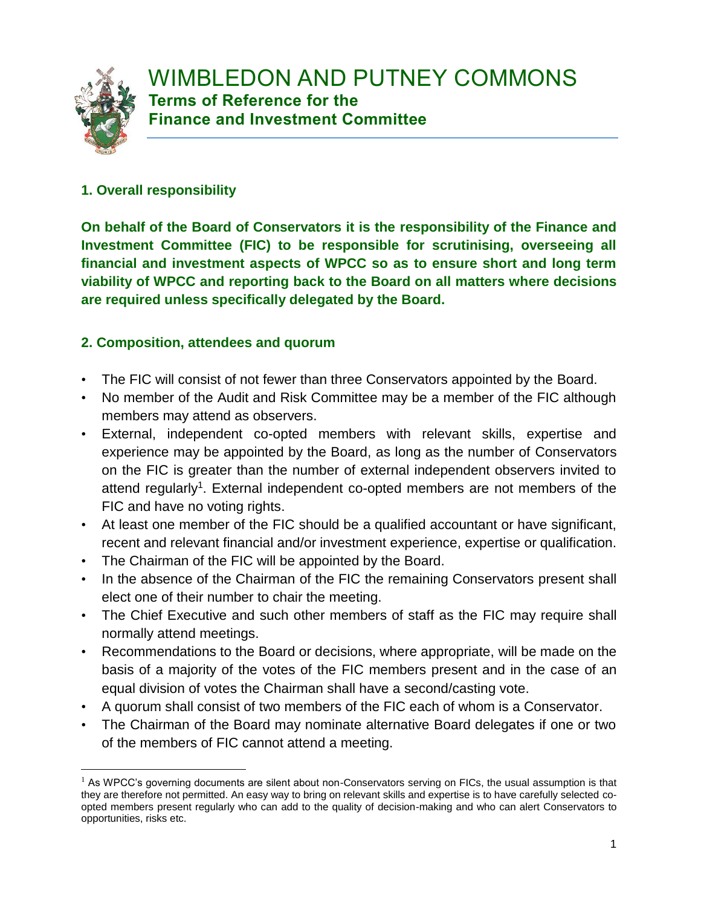# WIMBLEDON AND PUTNEY COMMONS

## Terms of Reference for the Finance and Investment Committee

### 1. Overall responsibility

**On behalf of the Board of Conservators it is the responsibility of the Finance and Investment Committee (FIC) to be responsible for scrutinising, overseeing all financial and investment aspects of WPCC so as to ensure short and long term viability of WPCC and reporting back to the Board on all matters where decisions are required unless specifically delegated by the Board.**

### 2. Composition, attendees and quorum

- The FIC will consist of not fewer than three Conservators appointed by the Board.
- No member of the Audit and Risk Committee may be a member of the FIC although members may attend as observers.
- External, independent co-opted members with relevant skills, expertise and experience may be appointed by the Board, as long as the number of Conservators on the FIC is greater than the number of external independent observers invited to attend regularly[1]. External independent co-opted members are not members of the FIC and have no voting rights.
- At least one member of the FIC should be a qualified accountant or have significant, recent and relevant financial and/or investment experience, expertise or qualification.
- The Chairman of the FIC will be appointed by the Board.
- In the absence of the Chairman of the FIC the remaining Conservators present shall elect one of their number to chair the meeting.
- The Chief Executive and such other members of staff as the FIC may require shall normally attend meetings.
- Recommendations to the Board or decisions, where appropriate, will be made on the basis of a majority of the votes of the FIC members present and in the case of an equal division of votes the Chairman shall have a second/casting vote.
- A quorum shall consist of two members of the FIC each of whom is a Conservator.
- The Chairman of the Board may nominate alternative Board delegates if one or two of the members of FIC cannot attend a meeting.

---

[1] As WPCC's governing documents are silent about non-Conservators serving on FICs, the usual assumption is that they are therefore not permitted. An easy way to bring on relevant skills and expertise is to have carefully selected co-opted members present regularly who can add to the quality of decision-making and who can alert Conservators to opportunities, risks etc.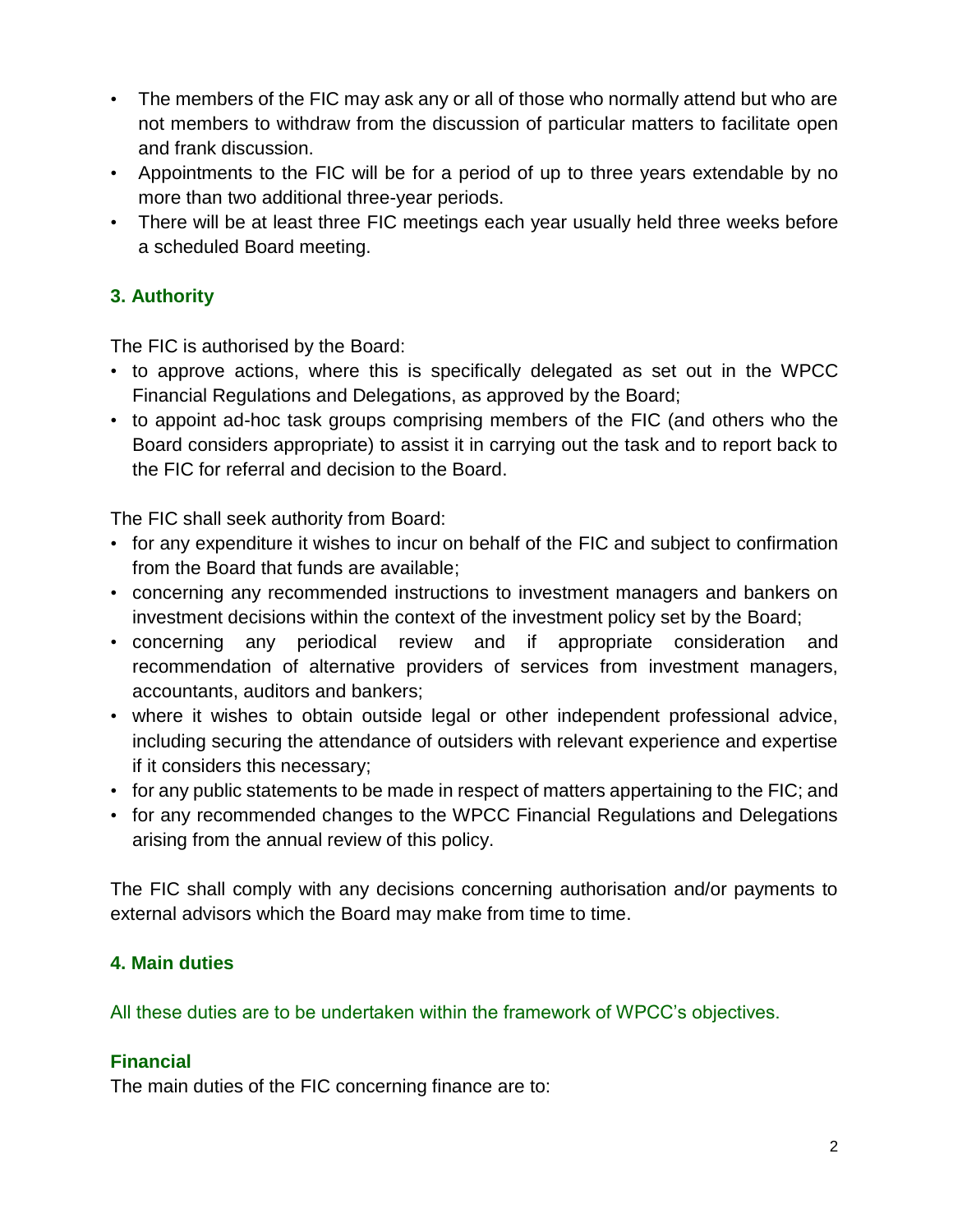- The members of the FIC may ask any or all of those who normally attend but who are not members to withdraw from the discussion of particular matters to facilitate open and frank discussion.
- Appointments to the FIC will be for a period of up to three years extendable by no more than two additional three-year periods.
- There will be at least three FIC meetings each year usually held three weeks before a scheduled Board meeting.

## 3. Authority

The FIC is authorised by the Board:

- to approve actions, where this is specifically delegated as set out in the WPCC Financial Regulations and Delegations, as approved by the Board;
- to appoint ad-hoc task groups comprising members of the FIC (and others who the Board considers appropriate) to assist it in carrying out the task and to report back to the FIC for referral and decision to the Board.

The FIC shall seek authority from Board:

- for any expenditure it wishes to incur on behalf of the FIC and subject to confirmation from the Board that funds are available;
- concerning any recommended instructions to investment managers and bankers on investment decisions within the context of the investment policy set by the Board;
- concerning any periodical review and if appropriate consideration and recommendation of alternative providers of services from investment managers, accountants, auditors and bankers;
- where it wishes to obtain outside legal or other independent professional advice, including securing the attendance of outsiders with relevant experience and expertise if it considers this necessary;
- for any public statements to be made in respect of matters appertaining to the FIC; and
- for any recommended changes to the WPCC Financial Regulations and Delegations arising from the annual review of this policy.

The FIC shall comply with any decisions concerning authorisation and/or payments to external advisors which the Board may make from time to time.

## 4. Main duties

All these duties are to be undertaken within the framework of WPCC's objectives.

### Financial

The main duties of the FIC concerning finance are to: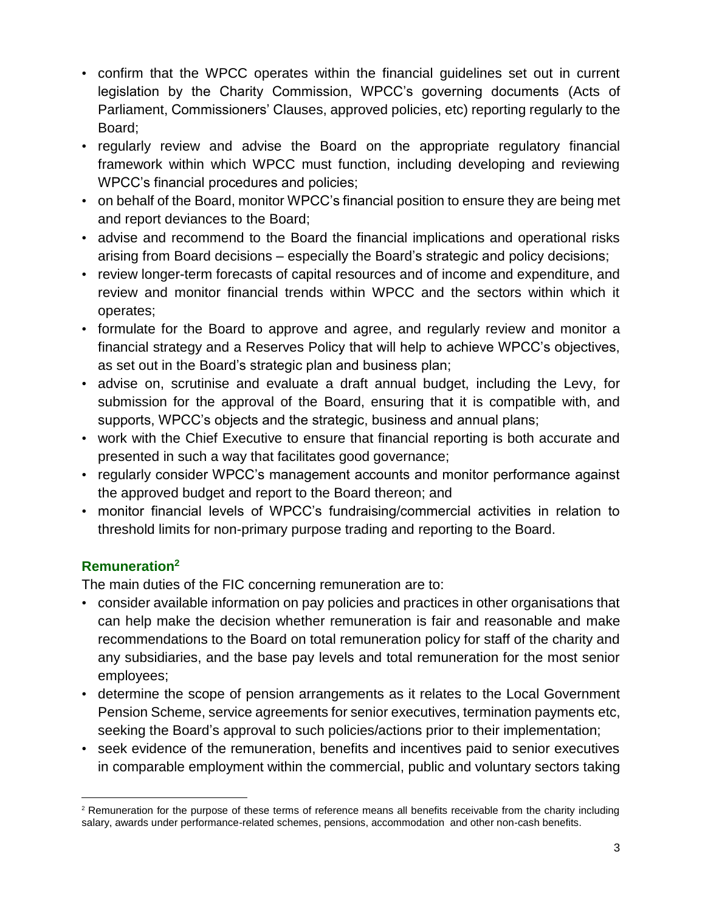- confirm that the WPCC operates within the financial guidelines set out in current legislation by the Charity Commission, WPCC's governing documents (Acts of Parliament, Commissioners' Clauses, approved policies, etc) reporting regularly to the Board;
- regularly review and advise the Board on the appropriate regulatory financial framework within which WPCC must function, including developing and reviewing WPCC's financial procedures and policies;
- on behalf of the Board, monitor WPCC's financial position to ensure they are being met and report deviances to the Board;
- advise and recommend to the Board the financial implications and operational risks arising from Board decisions – especially the Board's strategic and policy decisions;
- review longer-term forecasts of capital resources and of income and expenditure, and review and monitor financial trends within WPCC and the sectors within which it operates;
- formulate for the Board to approve and agree, and regularly review and monitor a financial strategy and a Reserves Policy that will help to achieve WPCC's objectives, as set out in the Board's strategic plan and business plan;
- advise on, scrutinise and evaluate a draft annual budget, including the Levy, for submission for the approval of the Board, ensuring that it is compatible with, and supports, WPCC's objects and the strategic, business and annual plans;
- work with the Chief Executive to ensure that financial reporting is both accurate and presented in such a way that facilitates good governance;
- regularly consider WPCC's management accounts and monitor performance against the approved budget and report to the Board thereon; and
- monitor financial levels of WPCC's fundraising/commercial activities in relation to threshold limits for non-primary purpose trading and reporting to the Board.

### Remuneration[2]

The main duties of the FIC concerning remuneration are to:

- consider available information on pay policies and practices in other organisations that can help make the decision whether remuneration is fair and reasonable and make recommendations to the Board on total remuneration policy for staff of the charity and any subsidiaries, and the base pay levels and total remuneration for the most senior employees;
- determine the scope of pension arrangements as it relates to the Local Government Pension Scheme, service agreements for senior executives, termination payments etc, seeking the Board's approval to such policies/actions prior to their implementation;
- seek evidence of the remuneration, benefits and incentives paid to senior executives in comparable employment within the commercial, public and voluntary sectors taking

[2] Remuneration for the purpose of these terms of reference means all benefits receivable from the charity including salary, awards under performance-related schemes, pensions, accommodation and other non-cash benefits.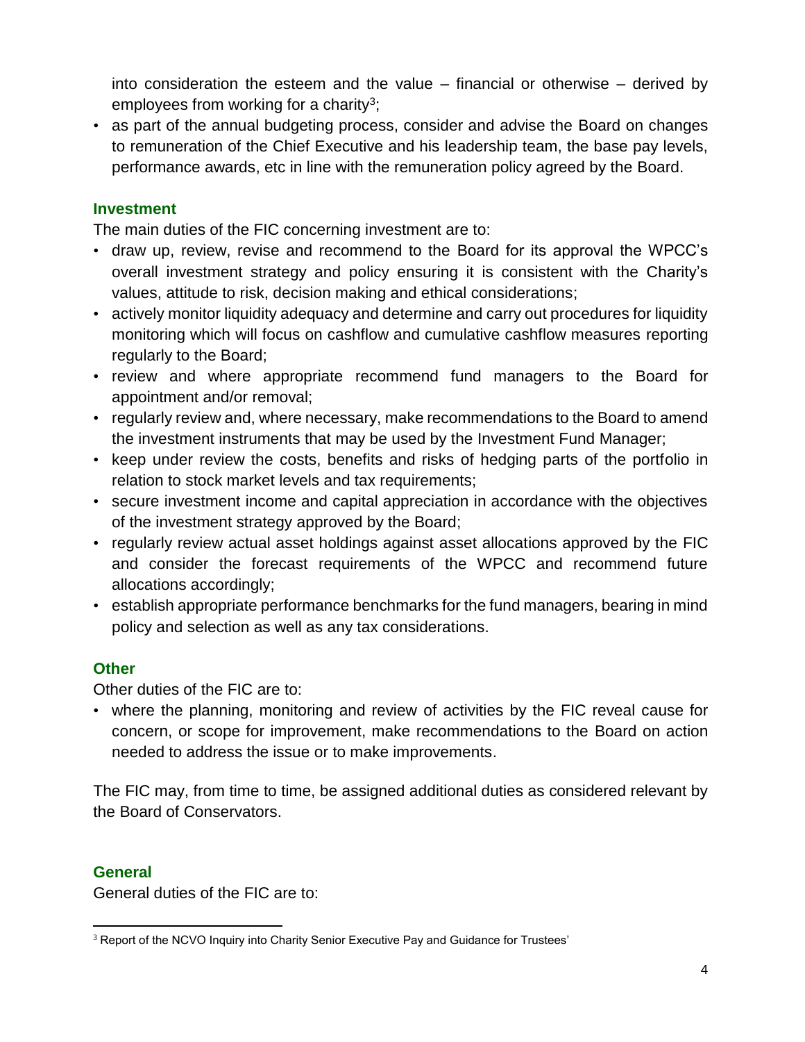into consideration the esteem and the value – financial or otherwise – derived by employees from working for a charity[3];

- as part of the annual budgeting process, consider and advise the Board on changes to remuneration of the Chief Executive and his leadership team, the base pay levels, performance awards, etc in line with the remuneration policy agreed by the Board.

### Investment

The main duties of the FIC concerning investment are to:

- draw up, review, revise and recommend to the Board for its approval the WPCC's overall investment strategy and policy ensuring it is consistent with the Charity's values, attitude to risk, decision making and ethical considerations;
- actively monitor liquidity adequacy and determine and carry out procedures for liquidity monitoring which will focus on cashflow and cumulative cashflow measures reporting regularly to the Board;
- review and where appropriate recommend fund managers to the Board for appointment and/or removal;
- regularly review and, where necessary, make recommendations to the Board to amend the investment instruments that may be used by the Investment Fund Manager;
- keep under review the costs, benefits and risks of hedging parts of the portfolio in relation to stock market levels and tax requirements;
- secure investment income and capital appreciation in accordance with the objectives of the investment strategy approved by the Board;
- regularly review actual asset holdings against asset allocations approved by the FIC and consider the forecast requirements of the WPCC and recommend future allocations accordingly;
- establish appropriate performance benchmarks for the fund managers, bearing in mind policy and selection as well as any tax considerations.

### Other

Other duties of the FIC are to:

- where the planning, monitoring and review of activities by the FIC reveal cause for concern, or scope for improvement, make recommendations to the Board on action needed to address the issue or to make improvements.

The FIC may, from time to time, be assigned additional duties as considered relevant by the Board of Conservators.

### General

General duties of the FIC are to:

---

[3] Report of the NCVO Inquiry into Charity Senior Executive Pay and Guidance for Trustees'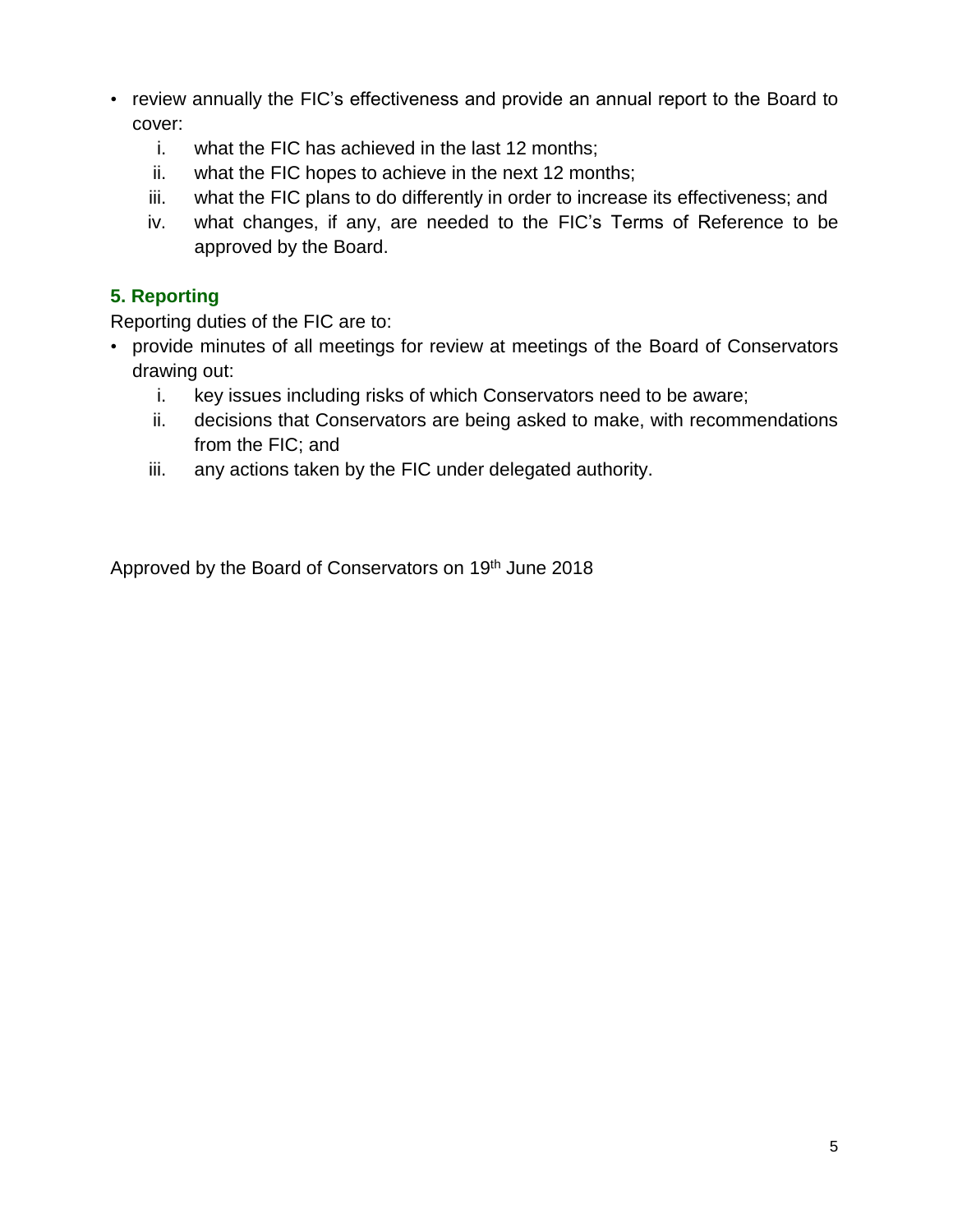- review annually the FIC's effectiveness and provide an annual report to the Board to cover:
    i. what the FIC has achieved in the last 12 months;
    ii. what the FIC hopes to achieve in the next 12 months;
    iii. what the FIC plans to do differently in order to increase its effectiveness; and
    iv. what changes, if any, are needed to the FIC's Terms of Reference to be approved by the Board.

### 5. Reporting

Reporting duties of the FIC are to:

- provide minutes of all meetings for review at meetings of the Board of Conservators drawing out:
    i. key issues including risks of which Conservators need to be aware;
    ii. decisions that Conservators are being asked to make, with recommendations from the FIC; and
    iii. any actions taken by the FIC under delegated authority.

Approved by the Board of Conservators on 19th June 2018